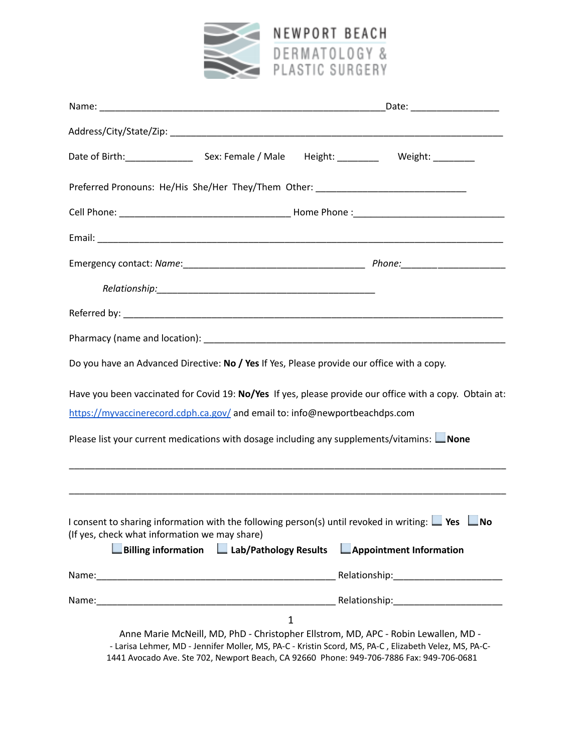# NEWPORT BEACH DERMATOLOGY & PLASTIC SURGERY

Name: ________________________________________________________Date: ________________

Address/City/State/Zip: ________________________________________________________________

Date of Birth:_____________ Sex: Female / Male Height: ________ Weight: ________

Preferred Pronouns: He/His She/Her They/Them Other: _____________________________

Cell Phone: _________________________________ Home Phone :_____________________________

Email: _______________________________________________________________________________

Emergency contact: *Name*:___________________________________ *Phone*:____________________

*Relationship*:___________________________________________

Referred by: __________________________________________________________________________

Pharmacy (name and location): _____________________________________________________

Do you have an Advanced Directive: **No / Yes** If Yes, Please provide our office with a copy.

Have you been vaccinated for Covid 19: **No/Yes** If yes, please provide our office with a copy. Obtain at: https://myvaccinerecord.cdph.ca.gov/ and email to: info@newportbeachdps.com

Please list your current medications with dosage including any supplements/vitamins: ☐ **None**

_____________________________________________________________________________________

_____________________________________________________________________________________

I consent to sharing information with the following person(s) until revoked in writing: ☐ **Yes** ☐ **No**
(If yes, check what information we may share)

☐ **Billing information** ☐ **Lab/Pathology Results** ☐ **Appointment Information**

Name:______________________________________________ Relationship:____________________

Name:______________________________________________ Relationship:____________________

Anne Marie McNeill, MD, PhD - Christopher Ellstrom, MD, APC - Robin Lewallen, MD -
- Larisa Lehmer, MD - Jennifer Moller, MS, PA-C - Kristin Scord, MS, PA-C , Elizabeth Velez, MS, PA-C-
1441 Avocado Ave. Ste 702, Newport Beach, CA 92660 Phone: 949-706-7886 Fax: 949-706-0681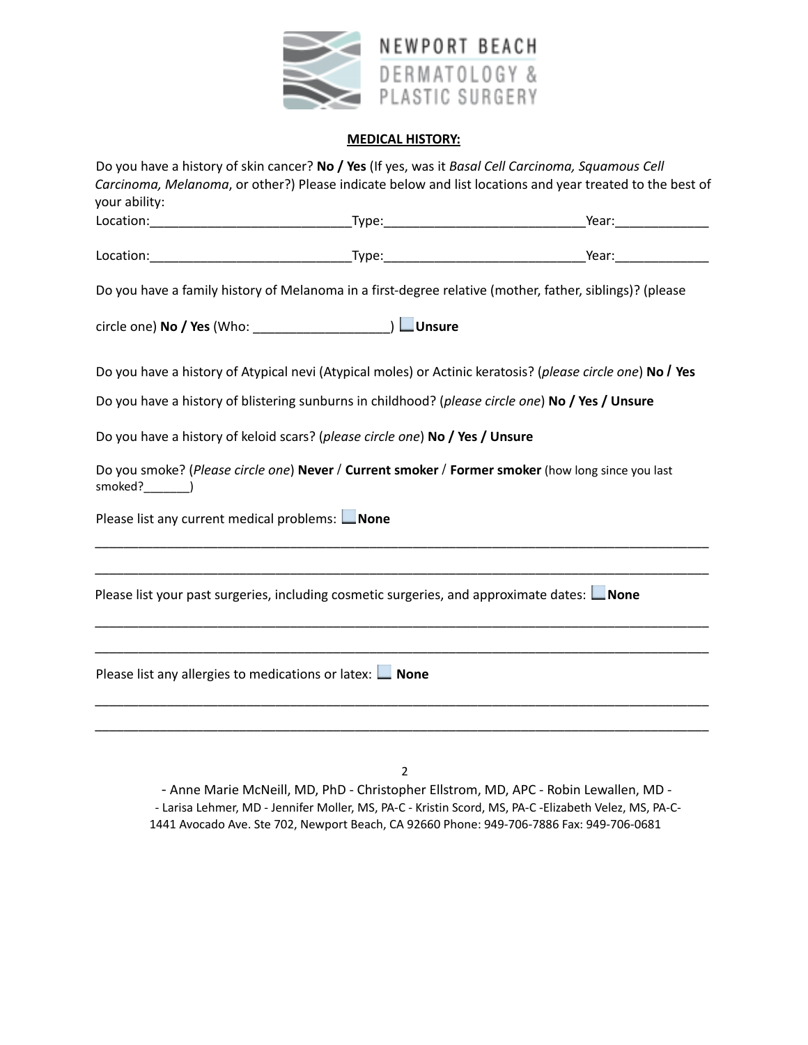NEWPORT BEACH
DERMATOLOGY &
PLASTIC SURGERY

## MEDICAL HISTORY:

Do you have a history of skin cancer? **No / Yes** (If yes, was it *Basal Cell Carcinoma, Squamous Cell Carcinoma, Melanoma*, or other?) Please indicate below and list locations and year treated to the best of your ability:

Location:___________________________Type:___________________________Year:____________

Location:___________________________Type:___________________________Year:____________

Do you have a family history of Melanoma in a first-degree relative (mother, father, siblings)? (please circle one) **No / Yes** (Who: __________________) ☐ **Unsure**

Do you have a history of Atypical nevi (Atypical moles) or Actinic keratosis? (*please circle one*) **No / Yes**

Do you have a history of blistering sunburns in childhood? (*please circle one*) **No / Yes / Unsure**

Do you have a history of keloid scars? (*please circle one*) **No / Yes / Unsure**

Do you smoke? (*Please circle one*) **Never** / **Current smoker** / **Former smoker** (how long since you last smoked?_______)

Please list any current medical problems: ☐ **None**

_____________________________________________________________________________________

_____________________________________________________________________________________

Please list your past surgeries, including cosmetic surgeries, and approximate dates: ☐ **None**

_____________________________________________________________________________________

_____________________________________________________________________________________

Please list any allergies to medications or latex: ☐ **None**

_____________________________________________________________________________________

_____________________________________________________________________________________

- Anne Marie McNeill, MD, PhD - Christopher Ellstrom, MD, APC - Robin Lewallen, MD -
- Larisa Lehmer, MD - Jennifer Moller, MS, PA-C - Kristin Scord, MS, PA-C -Elizabeth Velez, MS, PA-C-
1441 Avocado Ave. Ste 702, Newport Beach, CA 92660 Phone: 949-706-7886 Fax: 949-706-0681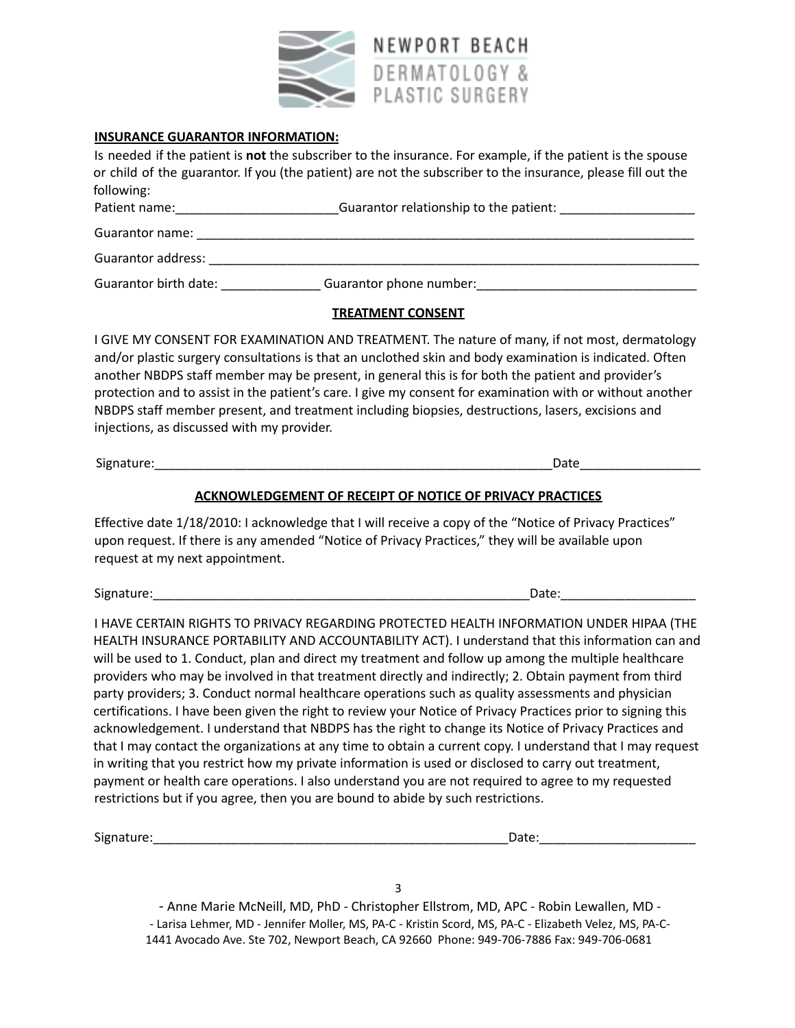NEWPORT BEACH DERMATOLOGY & PLASTIC SURGERY

**INSURANCE GUARANTOR INFORMATION:**

Is needed if the patient is **not** the subscriber to the insurance. For example, if the patient is the spouse or child of the guarantor. If you (the patient) are not the subscriber to the insurance, please fill out the following:

Patient name:_______________________Guarantor relationship to the patient: ___________________

Guarantor name: ___________________________________________________________________________

Guarantor address: _________________________________________________________________________

Guarantor birth date: ______________ Guarantor phone number:_______________________________

## TREATMENT CONSENT

I GIVE MY CONSENT FOR EXAMINATION AND TREATMENT. The nature of many, if not most, dermatology and/or plastic surgery consultations is that an unclothed skin and body examination is indicated. Often another NBDPS staff member may be present, in general this is for both the patient and provider's protection and to assist in the patient's care. I give my consent for examination with or without another NBDPS staff member present, and treatment including biopsies, destructions, lasers, excisions and injections, as discussed with my provider.

Signature:__________________________________________________________Date_________________

## ACKNOWLEDGEMENT OF RECEIPT OF NOTICE OF PRIVACY PRACTICES

Effective date 1/18/2010: I acknowledge that I will receive a copy of the "Notice of Privacy Practices" upon request. If there is any amended "Notice of Privacy Practices," they will be available upon request at my next appointment.

Signature:_______________________________________________________Date:___________________

I HAVE CERTAIN RIGHTS TO PRIVACY REGARDING PROTECTED HEALTH INFORMATION UNDER HIPAA (THE HEALTH INSURANCE PORTABILITY AND ACCOUNTABILITY ACT). I understand that this information can and will be used to 1. Conduct, plan and direct my treatment and follow up among the multiple healthcare providers who may be involved in that treatment directly and indirectly; 2. Obtain payment from third party providers; 3. Conduct normal healthcare operations such as quality assessments and physician certifications. I have been given the right to review your Notice of Privacy Practices prior to signing this acknowledgement. I understand that NBDPS has the right to change its Notice of Privacy Practices and that I may contact the organizations at any time to obtain a current copy. I understand that I may request in writing that you restrict how my private information is used or disclosed to carry out treatment, payment or health care operations. I also understand you are not required to agree to my requested restrictions but if you agree, then you are bound to abide by such restrictions.

Signature:__________________________________________________Date:_____________________

- Anne Marie McNeill, MD, PhD - Christopher Ellstrom, MD, APC - Robin Lewallen, MD -
- Larisa Lehmer, MD - Jennifer Moller, MS, PA-C - Kristin Scord, MS, PA-C - Elizabeth Velez, MS, PA-C-
1441 Avocado Ave. Ste 702, Newport Beach, CA 92660 Phone: 949-706-7886 Fax: 949-706-0681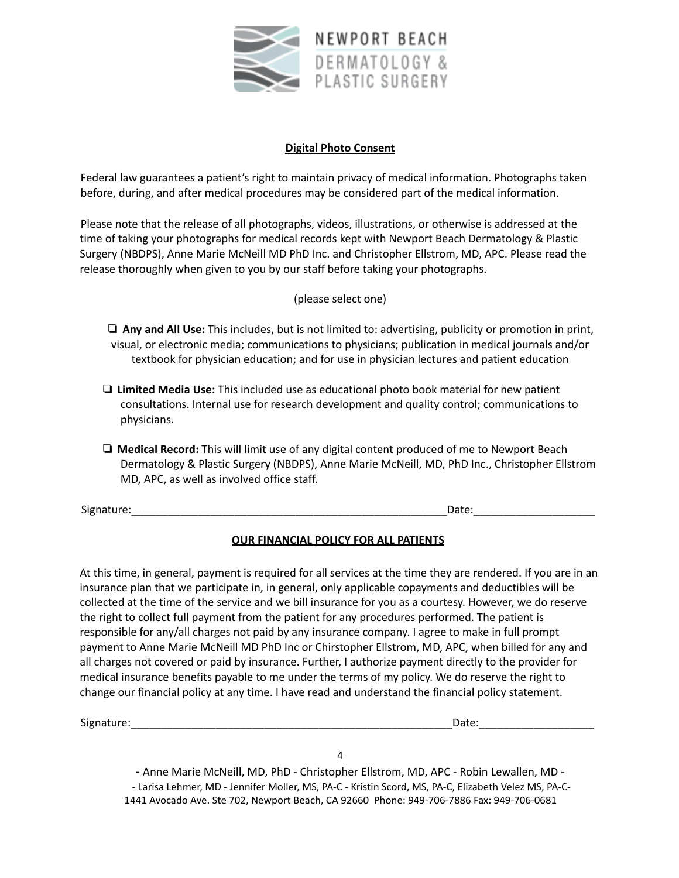NEWPORT BEACH DERMATOLOGY & PLASTIC SURGERY

## Digital Photo Consent

Federal law guarantees a patient's right to maintain privacy of medical information. Photographs taken before, during, and after medical procedures may be considered part of the medical information.

Please note that the release of all photographs, videos, illustrations, or otherwise is addressed at the time of taking your photographs for medical records kept with Newport Beach Dermatology & Plastic Surgery (NBDPS), Anne Marie McNeill MD PhD Inc. and Christopher Ellstrom, MD, APC. Please read the release thoroughly when given to you by our staff before taking your photographs.

(please select one)

❏ **Any and All Use:** This includes, but is not limited to: advertising, publicity or promotion in print, visual, or electronic media; communications to physicians; publication in medical journals and/or textbook for physician education; and for use in physician lectures and patient education

❏ **Limited Media Use:** This included use as educational photo book material for new patient consultations. Internal use for research development and quality control; communications to physicians.

❏ **Medical Record:** This will limit use of any digital content produced of me to Newport Beach Dermatology & Plastic Surgery (NBDPS), Anne Marie McNeill, MD, PhD Inc., Christopher Ellstrom MD, APC, as well as involved office staff.

Signature:_____________________________________________________Date:____________________

## OUR FINANCIAL POLICY FOR ALL PATIENTS

At this time, in general, payment is required for all services at the time they are rendered. If you are in an insurance plan that we participate in, in general, only applicable copayments and deductibles will be collected at the time of the service and we bill insurance for you as a courtesy. However, we do reserve the right to collect full payment from the patient for any procedures performed. The patient is responsible for any/all charges not paid by any insurance company. I agree to make in full prompt payment to Anne Marie McNeill MD PhD Inc or Chirstopher Ellstrom, MD, APC, when billed for any and all charges not covered or paid by insurance. Further, I authorize payment directly to the provider for medical insurance benefits payable to me under the terms of my policy. We do reserve the right to change our financial policy at any time. I have read and understand the financial policy statement.

Signature:______________________________________________________Date:___________________

- Anne Marie McNeill, MD, PhD - Christopher Ellstrom, MD, APC - Robin Lewallen, MD -
- Larisa Lehmer, MD - Jennifer Moller, MS, PA-C - Kristin Scord, MS, PA-C, Elizabeth Velez MS, PA-C-
1441 Avocado Ave. Ste 702, Newport Beach, CA 92660 Phone: 949-706-7886 Fax: 949-706-0681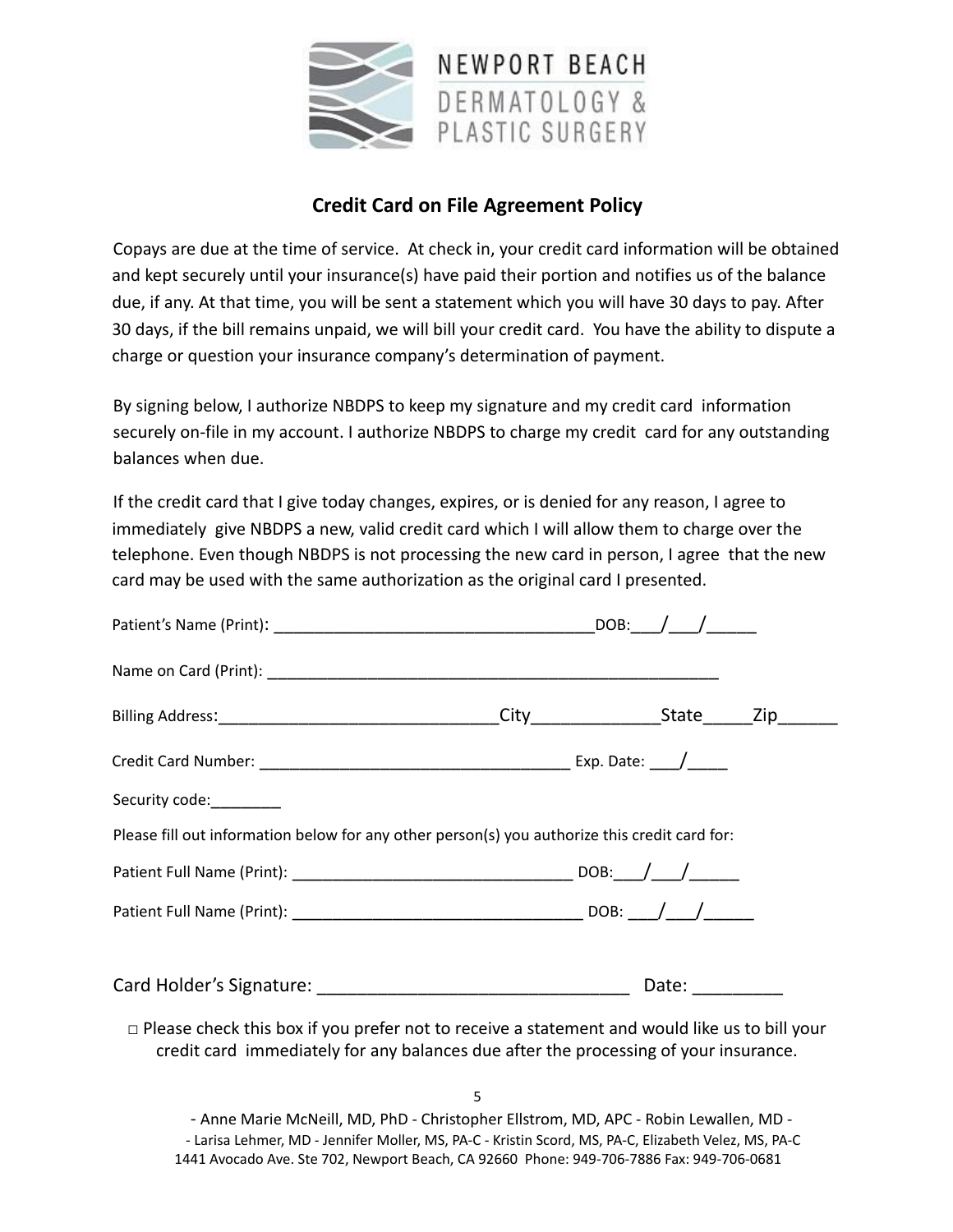NEWPORT BEACH DERMATOLOGY & PLASTIC SURGERY

## Credit Card on File Agreement Policy

Copays are due at the time of service. At check in, your credit card information will be obtained and kept securely until your insurance(s) have paid their portion and notifies us of the balance due, if any. At that time, you will be sent a statement which you will have 30 days to pay. After 30 days, if the bill remains unpaid, we will bill your credit card. You have the ability to dispute a charge or question your insurance company's determination of payment.

By signing below, I authorize NBDPS to keep my signature and my credit card information securely on-file in my account. I authorize NBDPS to charge my credit card for any outstanding balances when due.

If the credit card that I give today changes, expires, or is denied for any reason, I agree to immediately give NBDPS a new, valid credit card which I will allow them to charge over the telephone. Even though NBDPS is not processing the new card in person, I agree that the new card may be used with the same authorization as the original card I presented.

Patient's Name (Print): ___________________________________ DOB: ___/___/_____

Name on Card (Print): ____________________________________________________

Billing Address: ____________________________ City_____________ State_____ Zip______

Credit Card Number: __________________________________ Exp. Date: ___/____

Security code: ________

Please fill out information below for any other person(s) you authorize this credit card for:

Patient Full Name (Print): _______________________________ DOB: ___/___/_____

Patient Full Name (Print): ________________________________ DOB: ___/___/_____

Card Holder's Signature: _______________________________ Date: _________

□ Please check this box if you prefer not to receive a statement and would like us to bill your credit card immediately for any balances due after the processing of your insurance.

- Anne Marie McNeill, MD, PhD - Christopher Ellstrom, MD, APC - Robin Lewallen, MD -
- Larisa Lehmer, MD - Jennifer Moller, MS, PA-C - Kristin Scord, MS, PA-C, Elizabeth Velez, MS, PA-C
1441 Avocado Ave. Ste 702, Newport Beach, CA 92660 Phone: 949-706-7886 Fax: 949-706-0681